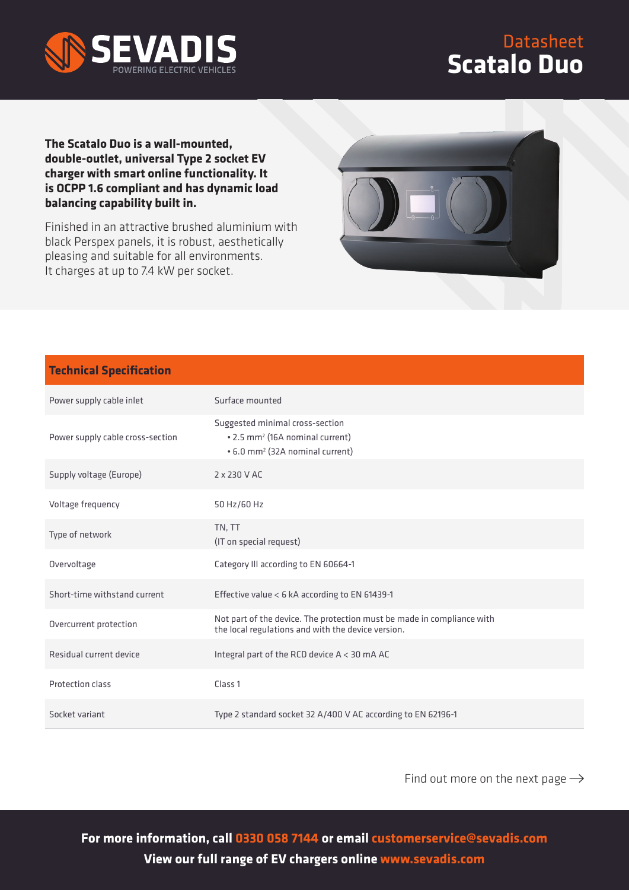SEVADIS
POWERING ELECTRIC VEHICLES

Datasheet
# Scatalo Duo

**The Scatalo Duo is a wall-mounted, double-outlet, universal Type 2 socket EV charger with smart online functionality. It is OCPP 1.6 compliant and has dynamic load balancing capability built in.**

Finished in an attractive brushed aluminium with black Perspex panels, it is robust, aesthetically pleasing and suitable for all environments. It charges at up to 7.4 kW per socket.

| Technical Specification | |
|---|---|
| Power supply cable inlet | Surface mounted |
| Power supply cable cross-section | Suggested minimal cross-section<br>• 2.5 mm² (16A nominal current)<br>• 6.0 mm² (32A nominal current) |
| Supply voltage (Europe) | 2 x 230 V AC |
| Voltage frequency | 50 Hz/60 Hz |
| Type of network | TN, TT<br>(IT on special request) |
| Overvoltage | Category III according to EN 60664-1 |
| Short-time withstand current | Effective value < 6 kA according to EN 61439-1 |
| Overcurrent protection | Not part of the device. The protection must be made in compliance with the local regulations and with the device version. |
| Residual current device | Integral part of the RCD device A < 30 mA AC |
| Protection class | Class 1 |
| Socket variant | Type 2 standard socket 32 A/400 V AC according to EN 62196-1 |

Find out more on the next page →

**For more information, call 0330 058 7144 or email customerservice@sevadis.com**
**View our full range of EV chargers online www.sevadis.com**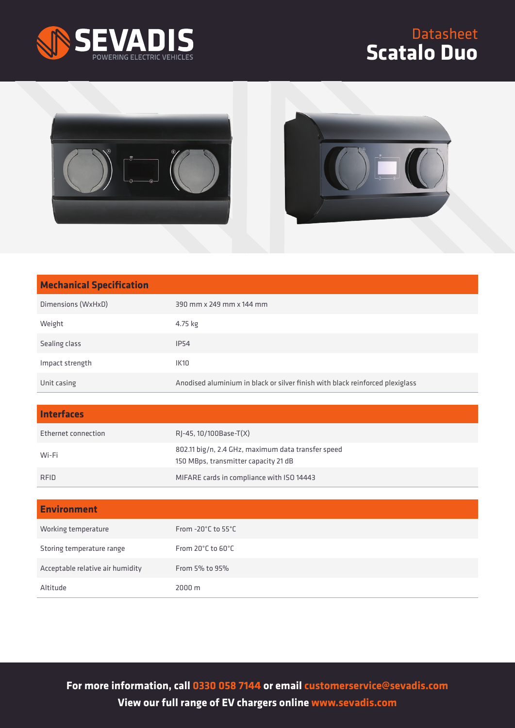# SEVADIS

POWERING ELECTRIC VEHICLES

Datasheet

**Scatalo Duo**

## Mechanical Specification

| | |
|---|---|
| Dimensions (WxHxD) | 390 mm x 249 mm x 144 mm |
| Weight | 4.75 kg |
| Sealing class | IP54 |
| Impact strength | IK10 |
| Unit casing | Anodised aluminium in black or silver finish with black reinforced plexiglass |

## Interfaces

| | |
|---|---|
| Ethernet connection | RJ-45, 10/100Base-T(X) |
| Wi-Fi | 802.11 big/n, 2.4 GHz, maximum data transfer speed 150 MBps, transmitter capacity 21 dB |
| RFID | MIFARE cards in compliance with ISO 14443 |

## Environment

| | |
|---|---|
| Working temperature | From -20°C to 55°C |
| Storing temperature range | From 20°C to 60°C |
| Acceptable relative air humidity | From 5% to 95% |
| Altitude | 2000 m |

**For more information, call 0330 058 7144 or email customerservice@sevadis.com**

**View our full range of EV chargers online www.sevadis.com**